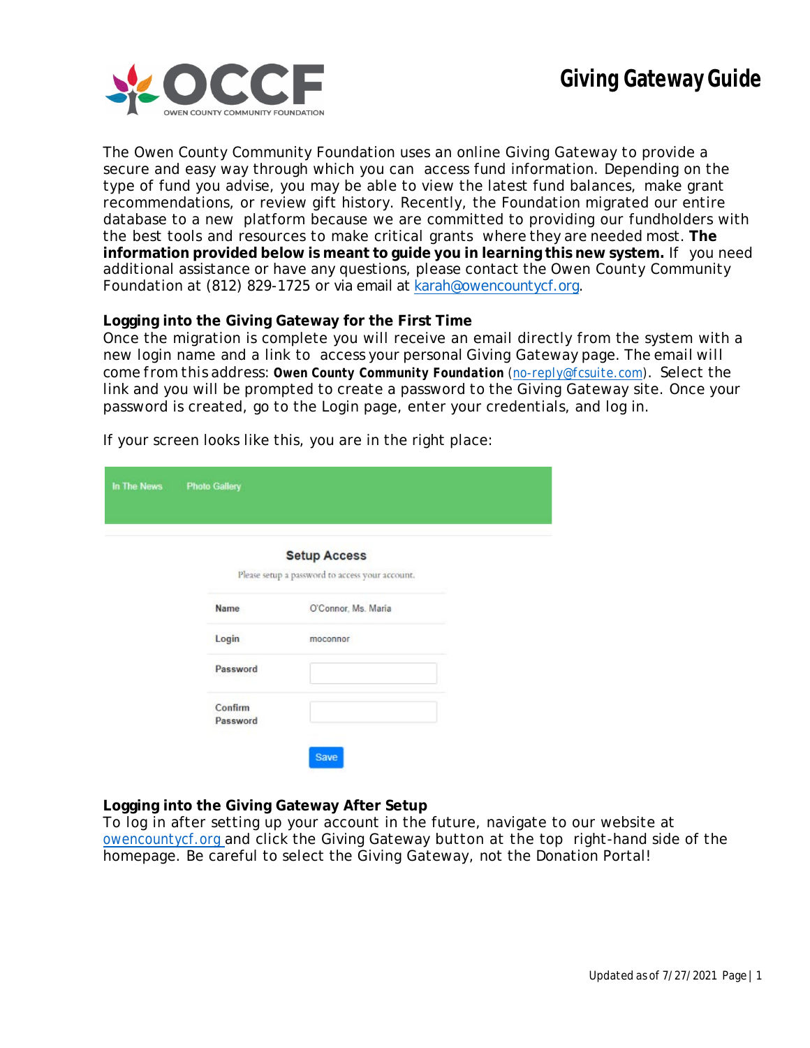# Giving Gateway Guide

The Owen County Community Foundation uses an online Giving Gateway to provide a secure and easy way through which you can access fund information. Depending on the type of fund you advise, you may be able to view the latest fund balances, make grant recommendations, or review gift history. Recently, the Foundation migrated our entire database to a new platform because we are committed to providing our fundholders with the best tools and resources to make critical grants where they are needed most. **The information provided below is meant to guide you in learning this new system.** If you need additional assistance or have any questions, please contact the Owen County Community Foundation at (812) 829-1725 or via email at karah@owencountycf.org.

**Logging into the Giving Gateway for the First Time**

Once the migration is complete you will receive an email directly from the system with a new login name and a link to access your personal Giving Gateway page. The email will come from this address: **Owen County Community Foundation** (no-reply@fcsuite.com). Select the link and you will be prompted to create a password to the Giving Gateway site. Once your password is created, go to the Login page, enter your credentials, and log in.

If your screen looks like this, you are in the right place:

In The News Photo Gallery

**Setup Access**

Please setup a password to access your account.

| | |
|---|---|
| Name | O'Connor, Ms. Maria |
| Login | moconnor |
| Password | |
| Confirm Password | |

Save

**Logging into the Giving Gateway After Setup**

To log in after setting up your account in the future, navigate to our website at owencountycf.org and click the Giving Gateway button at the top right-hand side of the homepage. Be careful to select the Giving Gateway, not the Donation Portal!

Updated as of 7/27/2021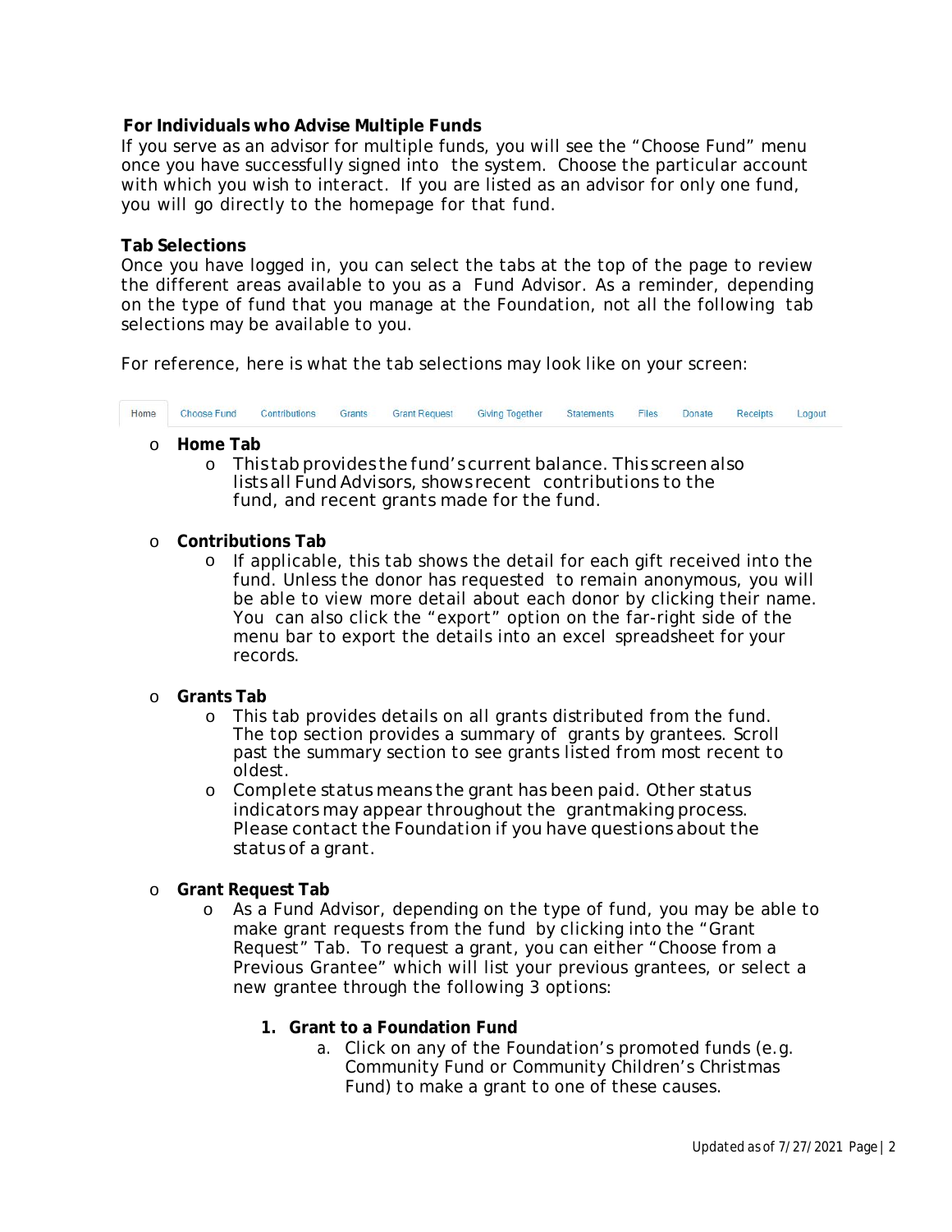**For Individuals who Advise Multiple Funds**

If you serve as an advisor for multiple funds, you will see the "Choose Fund" menu once you have successfully signed into the system. Choose the particular account with which you wish to interact. If you are listed as an advisor for only one fund, you will go directly to the homepage for that fund.

**Tab Selections**

Once you have logged in, you can select the tabs at the top of the page to review the different areas available to you as a Fund Advisor. As a reminder, depending on the type of fund that you manage at the Foundation, not all the following tab selections may be available to you.

For reference, here is what the tab selections may look like on your screen:

Home | Choose Fund | Contributions | Grants | Grant Request | Giving Together | Statements | Files | Donate | Receipts | Logout

- **Home Tab**
  - This tab provides the fund's current balance. This screen also lists all Fund Advisors, shows recent contributions to the fund, and recent grants made for the fund.
- **Contributions Tab**
  - If applicable, this tab shows the detail for each gift received into the fund. Unless the donor has requested to remain anonymous, you will be able to view more detail about each donor by clicking their name. You can also click the "export" option on the far-right side of the menu bar to export the details into an excel spreadsheet for your records.
- **Grants Tab**
  - This tab provides details on all grants distributed from the fund. The top section provides a summary of grants by grantees. Scroll past the summary section to see grants listed from most recent to oldest.
  - Complete status means the grant has been paid. Other status indicators may appear throughout the grantmaking process. Please contact the Foundation if you have questions about the status of a grant.
- **Grant Request Tab**
  - As a Fund Advisor, depending on the type of fund, you may be able to make grant requests from the fund by clicking into the "Grant Request" Tab. To request a grant, you can either "Choose from a Previous Grantee" which will list your previous grantees, or select a new grantee through the following 3 options:

    1. **Grant to a Foundation Fund**
       a. Click on any of the Foundation's promoted funds (e.g. Community Fund or Community Children's Christmas Fund) to make a grant to one of these causes.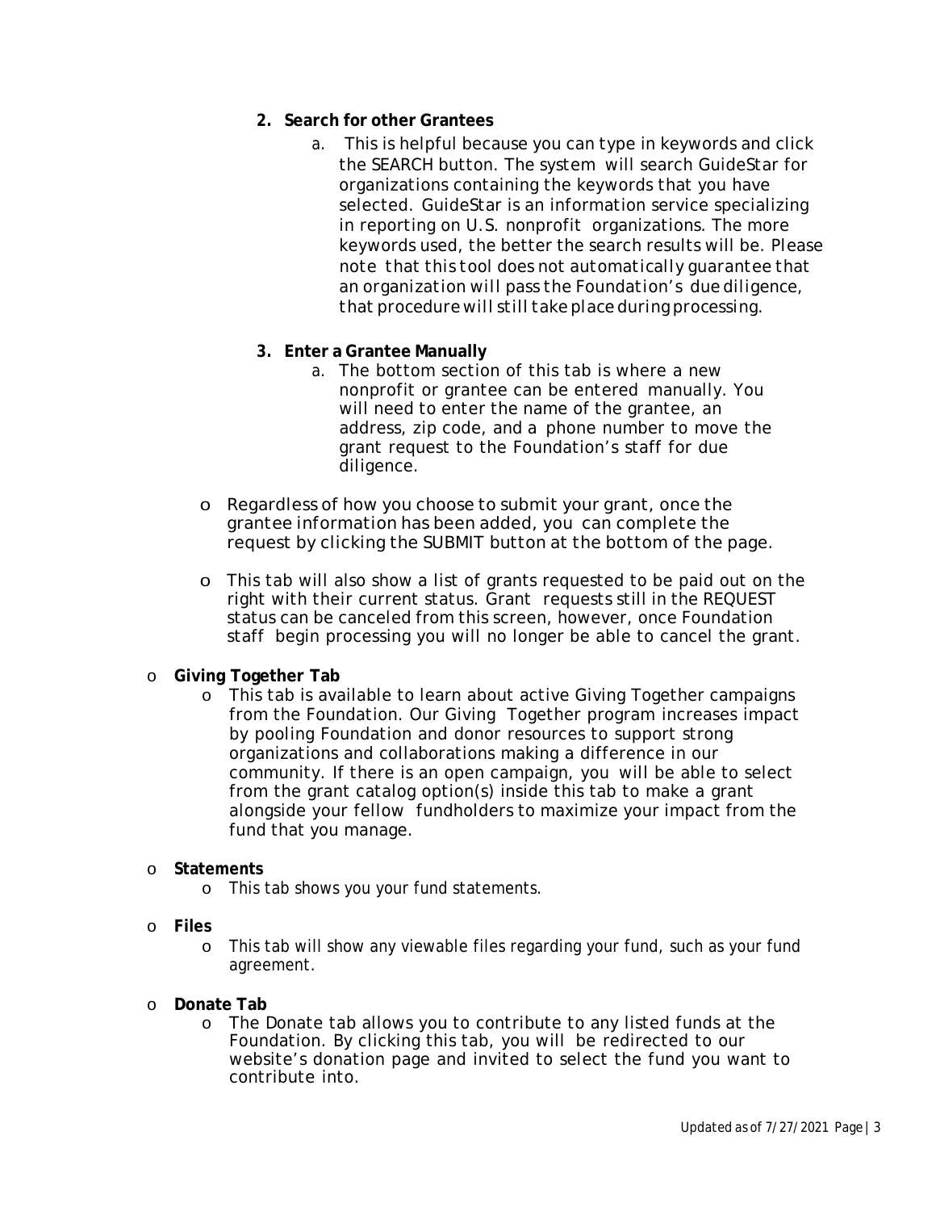2. **Search for other Grantees**
    a. This is helpful because you can type in keywords and click the SEARCH button. The system will search GuideStar for organizations containing the keywords that you have selected. GuideStar is an information service specializing in reporting on U.S. nonprofit organizations. The more keywords used, the better the search results will be. Please note that this tool does not automatically guarantee that an organization will pass the Foundation's due diligence, that procedure will still take place during processing.

3. **Enter a Grantee Manually**
    a. The bottom section of this tab is where a new nonprofit or grantee can be entered manually. You will need to enter the name of the grantee, an address, zip code, and a phone number to move the grant request to the Foundation's staff for due diligence.

- Regardless of how you choose to submit your grant, once the grantee information has been added, you can complete the request by clicking the SUBMIT button at the bottom of the page.
- This tab will also show a list of grants requested to be paid out on the right with their current status. Grant requests still in the REQUEST status can be canceled from this screen, however, once Foundation staff begin processing you will no longer be able to cancel the grant.

- **Giving Together Tab**
    - This tab is available to learn about active Giving Together campaigns from the Foundation. Our Giving Together program increases impact by pooling Foundation and donor resources to support strong organizations and collaborations making a difference in our community. If there is an open campaign, you will be able to select from the grant catalog option(s) inside this tab to make a grant alongside your fellow fundholders to maximize your impact from the fund that you manage.
- **Statements**
    - This tab shows you your fund statements.
- **Files**
    - This tab will show any viewable files regarding your fund, such as your fund agreement.
- **Donate Tab**
    - The Donate tab allows you to contribute to any listed funds at the Foundation. By clicking this tab, you will be redirected to our website's donation page and invited to select the fund you want to contribute into.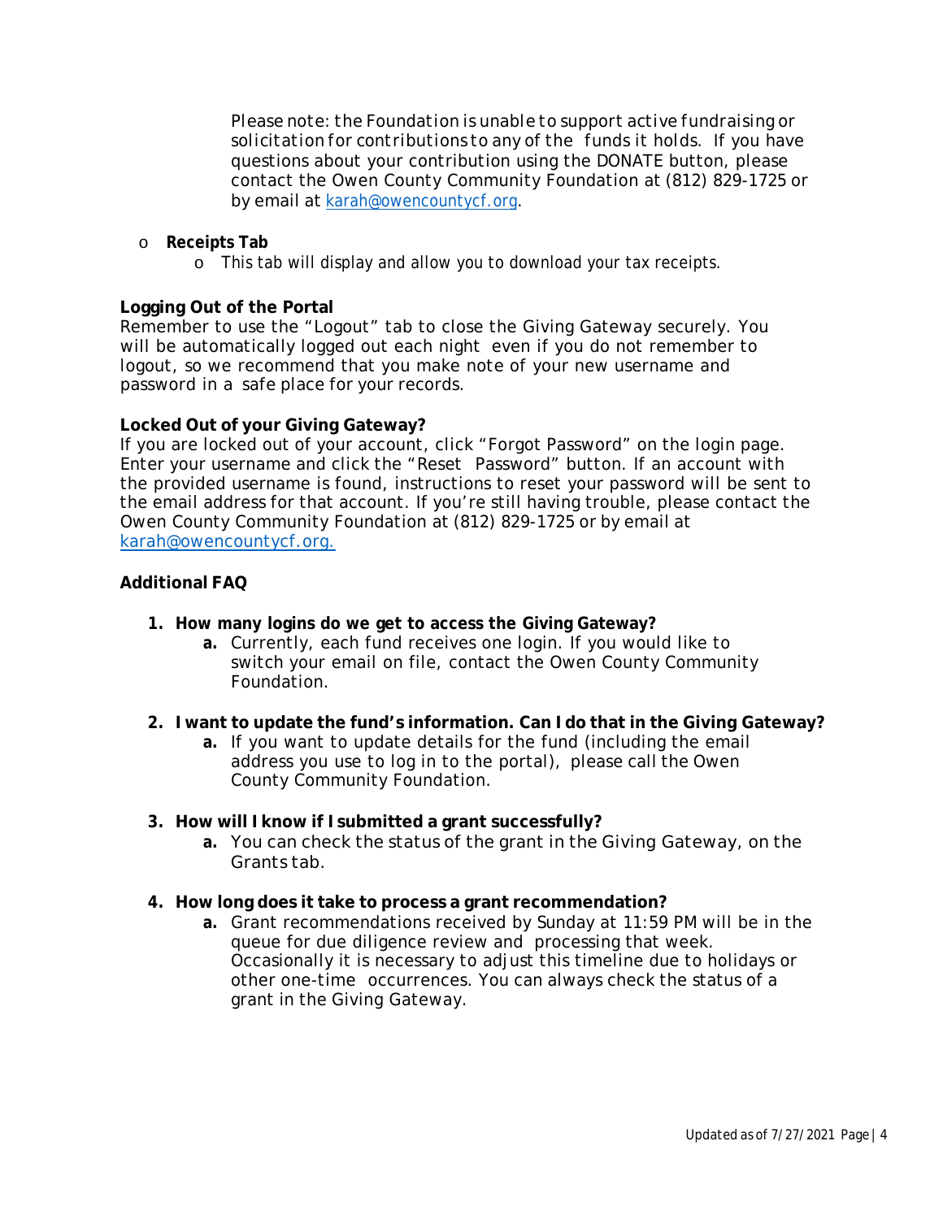Please note: the Foundation is unable to support active fundraising or solicitation for contributions to any of the funds it holds. If you have questions about your contribution using the DONATE button, please contact the Owen County Community Foundation at (812) 829-1725 or by email at karah@owencountycf.org.

- **Receipts Tab**
  - This tab will display and allow you to download your tax receipts.

**Logging Out of the Portal**

Remember to use the "Logout" tab to close the Giving Gateway securely. You will be automatically logged out each night even if you do not remember to logout, so we recommend that you make note of your new username and password in a safe place for your records.

**Locked Out of your Giving Gateway?**

If you are locked out of your account, click "Forgot Password" on the login page. Enter your username and click the "Reset Password" button. If an account with the provided username is found, instructions to reset your password will be sent to the email address for that account. If you're still having trouble, please contact the Owen County Community Foundation at (812) 829-1725 or by email at karah@owencountycf.org.

**Additional FAQ**

1. **How many logins do we get to access the Giving Gateway?**
   a. Currently, each fund receives one login. If you would like to switch your email on file, contact the Owen County Community Foundation.

2. **I want to update the fund's information. Can I do that in the Giving Gateway?**
   a. If you want to update details for the fund (including the email address you use to log in to the portal), please call the Owen County Community Foundation.

3. **How will I know if I submitted a grant successfully?**
   a. You can check the status of the grant in the Giving Gateway, on the Grants tab.

4. **How long does it take to process a grant recommendation?**
   a. Grant recommendations received by Sunday at 11:59 PM will be in the queue for due diligence review and processing that week. Occasionally it is necessary to adjust this timeline due to holidays or other one-time occurrences. You can always check the status of a grant in the Giving Gateway.

Updated as of 7/27/2021